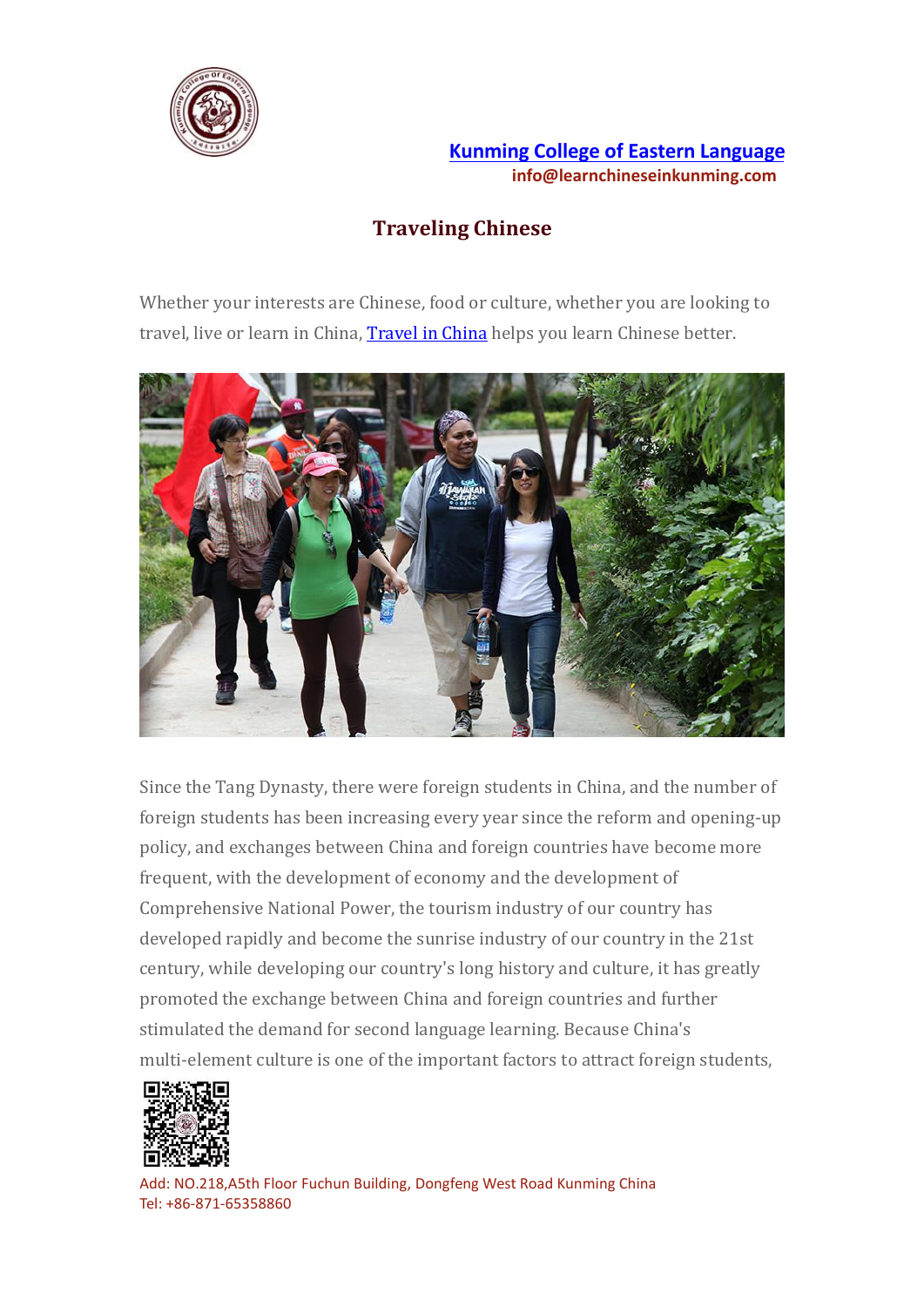[Kunming College of Eastern Language](#)

info@learnchineseinkunming.com

# Traveling Chinese

Whether your interests are Chinese, food or culture, whether you are looking to travel, live or learn in China, [Travel in China](#) helps you learn Chinese better.

Since the Tang Dynasty, there were foreign students in China, and the number of foreign students has been increasing every year since the reform and opening-up policy, and exchanges between China and foreign countries have become more frequent, with the development of economy and the development of Comprehensive National Power, the tourism industry of our country has developed rapidly and become the sunrise industry of our country in the 21st century, while developing our country's long history and culture, it has greatly promoted the exchange between China and foreign countries and further stimulated the demand for second language learning. Because China's multi-element culture is one of the important factors to attract foreign students,

Add: NO.218,A5th Floor Fuchun Building, Dongfeng West Road Kunming China
Tel: +86-871-65358860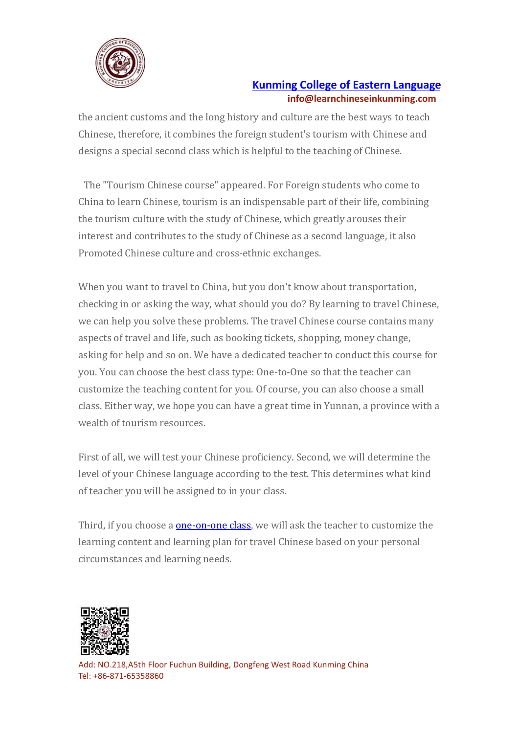the ancient customs and the long history and culture are the best ways to teach Chinese, therefore, it combines the foreign student's tourism with Chinese and designs a special second class which is helpful to the teaching of Chinese.

The "Tourism Chinese course" appeared. For Foreign students who come to China to learn Chinese, tourism is an indispensable part of their life, combining the tourism culture with the study of Chinese, which greatly arouses their interest and contributes to the study of Chinese as a second language, it also Promoted Chinese culture and cross-ethnic exchanges.

When you want to travel to China, but you don't know about transportation, checking in or asking the way, what should you do? By learning to travel Chinese, we can help you solve these problems. The travel Chinese course contains many aspects of travel and life, such as booking tickets, shopping, money change, asking for help and so on. We have a dedicated teacher to conduct this course for you. You can choose the best class type: One-to-One so that the teacher can customize the teaching content for you. Of course, you can also choose a small class. Either way, we hope you can have a great time in Yunnan, a province with a wealth of tourism resources.

First of all, we will test your Chinese proficiency. Second, we will determine the level of your Chinese language according to the test. This determines what kind of teacher you will be assigned to in your class.

Third, if you choose a one-on-one class, we will ask the teacher to customize the learning content and learning plan for travel Chinese based on your personal circumstances and learning needs.